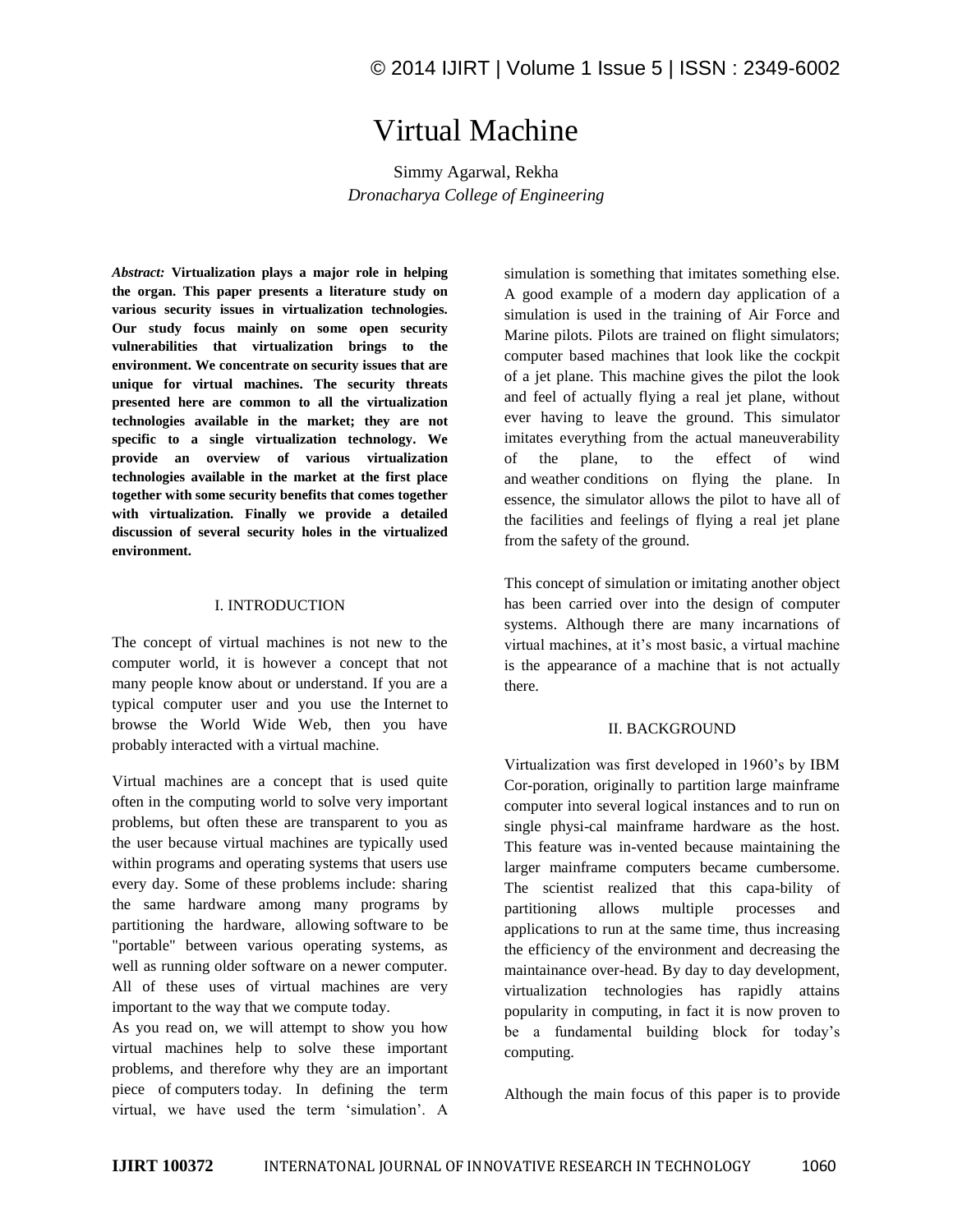# Virtual Machine

Simmy Agarwal, Rekha

*Dronacharya College of Engineering*

***Abstract:*** **Virtualization plays a major role in helping the organ. This paper presents a literature study on various security issues in virtualization technologies. Our study focus mainly on some open security vulnerabilities that virtualization brings to the environment. We concentrate on security issues that are unique for virtual machines. The security threats presented here are common to all the virtualization technologies available in the market; they are not specific to a single virtualization technology. We provide an overview of various virtualization technologies available in the market at the first place together with some security benefits that comes together with virtualization. Finally we provide a detailed discussion of several security holes in the virtualized environment.**

## I. INTRODUCTION

The concept of virtual machines is not new to the computer world, it is however a concept that not many people know about or understand. If you are a typical computer user and you use the Internet to browse the World Wide Web, then you have probably interacted with a virtual machine.

Virtual machines are a concept that is used quite often in the computing world to solve very important problems, but often these are transparent to you as the user because virtual machines are typically used within programs and operating systems that users use every day. Some of these problems include: sharing the same hardware among many programs by partitioning the hardware, allowing software to be "portable" between various operating systems, as well as running older software on a newer computer. All of these uses of virtual machines are very important to the way that we compute today.

As you read on, we will attempt to show you how virtual machines help to solve these important problems, and therefore why they are an important piece of computers today. In defining the term virtual, we have used the term 'simulation'. A simulation is something that imitates something else. A good example of a modern day application of a simulation is used in the training of Air Force and Marine pilots. Pilots are trained on flight simulators; computer based machines that look like the cockpit of a jet plane. This machine gives the pilot the look and feel of actually flying a real jet plane, without ever having to leave the ground. This simulator imitates everything from the actual maneuverability of the plane, to the effect of wind and weather conditions on flying the plane. In essence, the simulator allows the pilot to have all of the facilities and feelings of flying a real jet plane from the safety of the ground.

This concept of simulation or imitating another object has been carried over into the design of computer systems. Although there are many incarnations of virtual machines, at it's most basic, a virtual machine is the appearance of a machine that is not actually there.

## II. BACKGROUND

Virtualization was first developed in 1960's by IBM Cor-poration, originally to partition large mainframe computer into several logical instances and to run on single physi-cal mainframe hardware as the host. This feature was in-vented because maintaining the larger mainframe computers became cumbersome. The scientist realized that this capa-bility of partitioning allows multiple processes and applications to run at the same time, thus increasing the efficiency of the environment and decreasing the maintainance over-head. By day to day development, virtualization technologies has rapidly attains popularity in computing, in fact it is now proven to be a fundamental building block for today's computing.

Although the main focus of this paper is to provide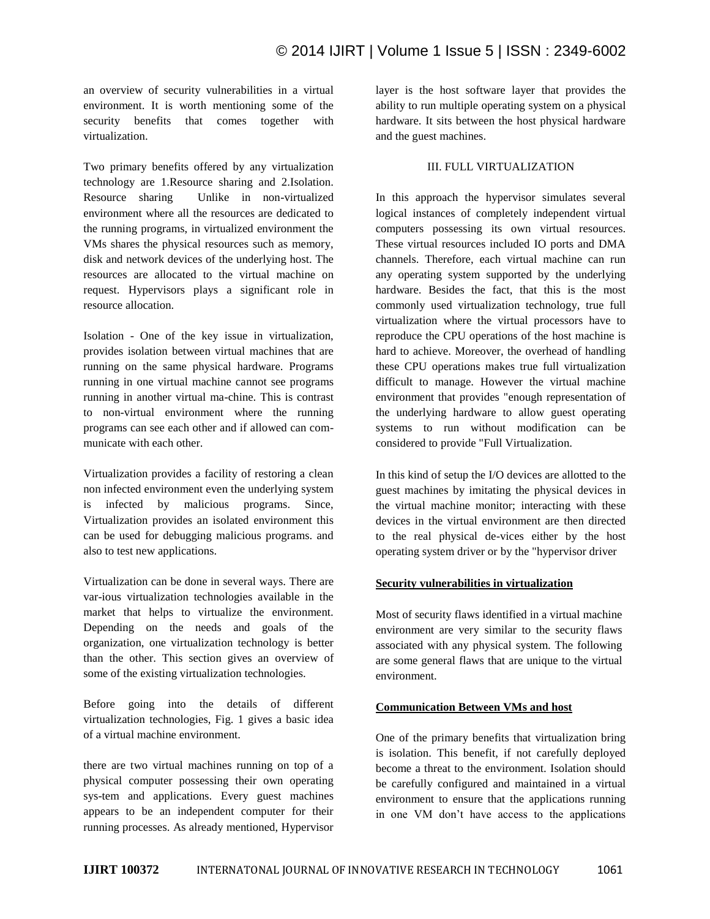an overview of security vulnerabilities in a virtual environment. It is worth mentioning some of the security benefits that comes together with virtualization.

Two primary benefits offered by any virtualization technology are 1.Resource sharing and 2.Isolation. Resource sharing  Unlike in non-virtualized environment where all the resources are dedicated to the running programs, in virtualized environment the VMs shares the physical resources such as memory, disk and network devices of the underlying host. The resources are allocated to the virtual machine on request. Hypervisors plays a significant role in resource allocation.

Isolation - One of the key issue in virtualization, provides isolation between virtual machines that are running on the same physical hardware. Programs running in one virtual machine cannot see programs running in another virtual ma-chine. This is contrast to non-virtual environment where the running programs can see each other and if allowed can com-municate with each other.

Virtualization provides a facility of restoring a clean non infected environment even the underlying system is infected by malicious programs. Since, Virtualization provides an isolated environment this can be used for debugging malicious programs. and also to test new applications.

Virtualization can be done in several ways. There are var-ious virtualization technologies available in the market that helps to virtualize the environment. Depending on the needs and goals of the organization, one virtualization technology is better than the other. This section gives an overview of some of the existing virtualization technologies.

Before going into the details of different virtualization technologies, Fig. 1 gives a basic idea of a virtual machine environment.

there are two virtual machines running on top of a physical computer possessing their own operating sys-tem and applications. Every guest machines appears to be an independent computer for their running processes. As already mentioned, Hypervisor layer is the host software layer that provides the ability to run multiple operating system on a physical hardware. It sits between the host physical hardware and the guest machines.

## III. FULL VIRTUALIZATION

In this approach the hypervisor simulates several logical instances of completely independent virtual computers possessing its own virtual resources. These virtual resources included IO ports and DMA channels. Therefore, each virtual machine can run any operating system supported by the underlying hardware. Besides the fact, that this is the most commonly used virtualization technology, true full virtualization where the virtual processors have to reproduce the CPU operations of the host machine is hard to achieve. Moreover, the overhead of handling these CPU operations makes true full virtualization difficult to manage. However the virtual machine environment that provides "enough representation of the underlying hardware to allow guest operating systems to run without modification can be considered to provide "Full Virtualization.

In this kind of setup the I/O devices are allotted to the guest machines by imitating the physical devices in the virtual machine monitor; interacting with these devices in the virtual environment are then directed to the real physical de-vices either by the host operating system driver or by the "hypervisor driver

**Security vulnerabilities in virtualization**

Most of security flaws identified in a virtual machine environment are very similar to the security flaws associated with any physical system. The following are some general flaws that are unique to the virtual environment.

**Communication Between VMs and host**

One of the primary benefits that virtualization bring is isolation. This benefit, if not carefully deployed become a threat to the environment. Isolation should be carefully configured and maintained in a virtual environment to ensure that the applications running in one VM don't have access to the applications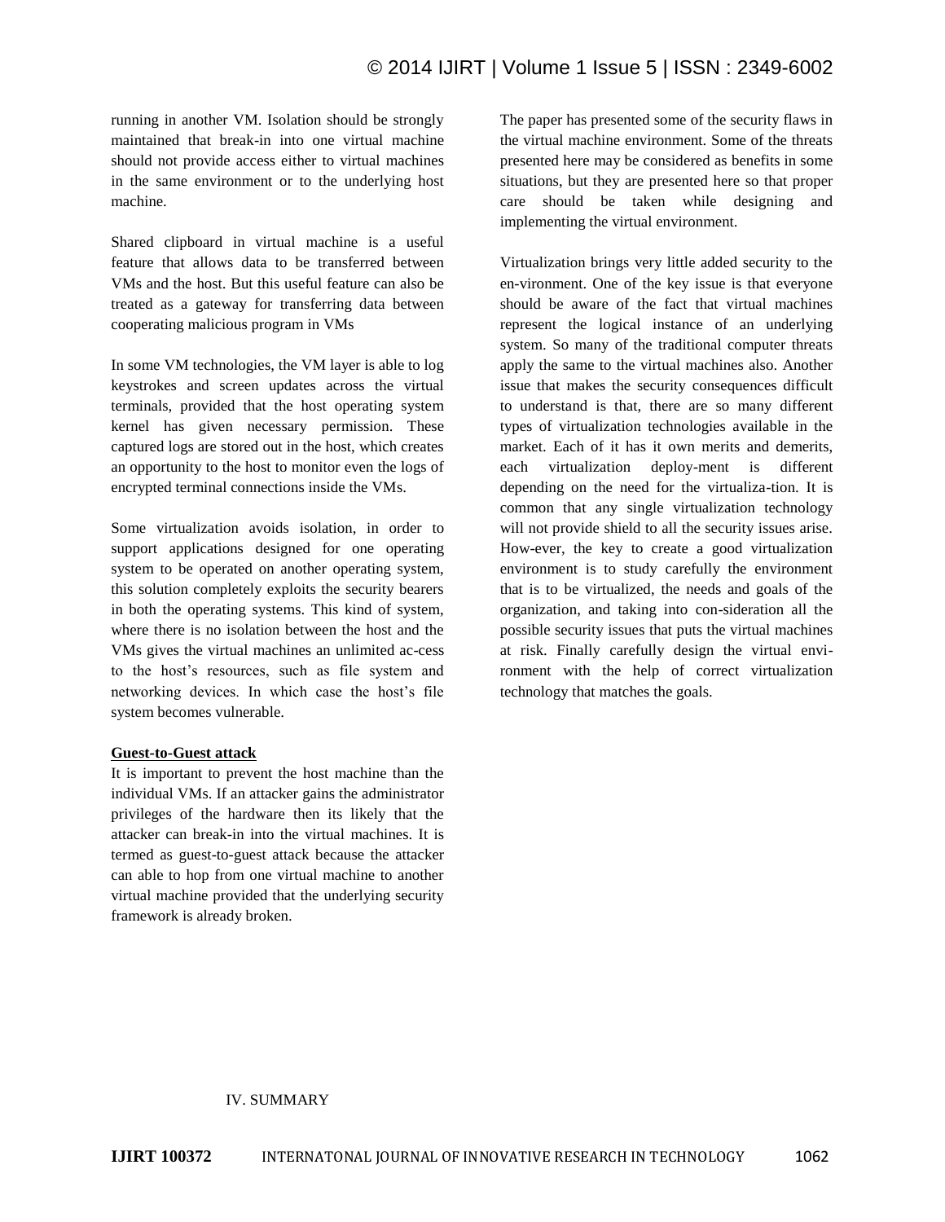running in another VM. Isolation should be strongly maintained that break-in into one virtual machine should not provide access either to virtual machines in the same environment or to the underlying host machine.

Shared clipboard in virtual machine is a useful feature that allows data to be transferred between VMs and the host. But this useful feature can also be treated as a gateway for transferring data between cooperating malicious program in VMs

In some VM technologies, the VM layer is able to log keystrokes and screen updates across the virtual terminals, provided that the host operating system kernel has given necessary permission. These captured logs are stored out in the host, which creates an opportunity to the host to monitor even the logs of encrypted terminal connections inside the VMs.

Some virtualization avoids isolation, in order to support applications designed for one operating system to be operated on another operating system, this solution completely exploits the security bearers in both the operating systems. This kind of system, where there is no isolation between the host and the VMs gives the virtual machines an unlimited ac-cess to the host's resources, such as file system and networking devices. In which case the host's file system becomes vulnerable.

**Guest-to-Guest attack**

It is important to prevent the host machine than the individual VMs. If an attacker gains the administrator privileges of the hardware then its likely that the attacker can break-in into the virtual machines. It is termed as guest-to-guest attack because the attacker can able to hop from one virtual machine to another virtual machine provided that the underlying security framework is already broken.

## IV. SUMMARY

The paper has presented some of the security flaws in the virtual machine environment. Some of the threats presented here may be considered as benefits in some situations, but they are presented here so that proper care should be taken while designing and implementing the virtual environment.

Virtualization brings very little added security to the en-vironment. One of the key issue is that everyone should be aware of the fact that virtual machines represent the logical instance of an underlying system. So many of the traditional computer threats apply the same to the virtual machines also. Another issue that makes the security consequences difficult to understand is that, there are so many different types of virtualization technologies available in the market. Each of it has it own merits and demerits, each virtualization deploy-ment is different depending on the need for the virtualiza-tion. It is common that any single virtualization technology will not provide shield to all the security issues arise. How-ever, the key to create a good virtualization environment is to study carefully the environment that is to be virtualized, the needs and goals of the organization, and taking into con-sideration all the possible security issues that puts the virtual machines at risk. Finally carefully design the virtual envi-ronment with the help of correct virtualization technology that matches the goals.